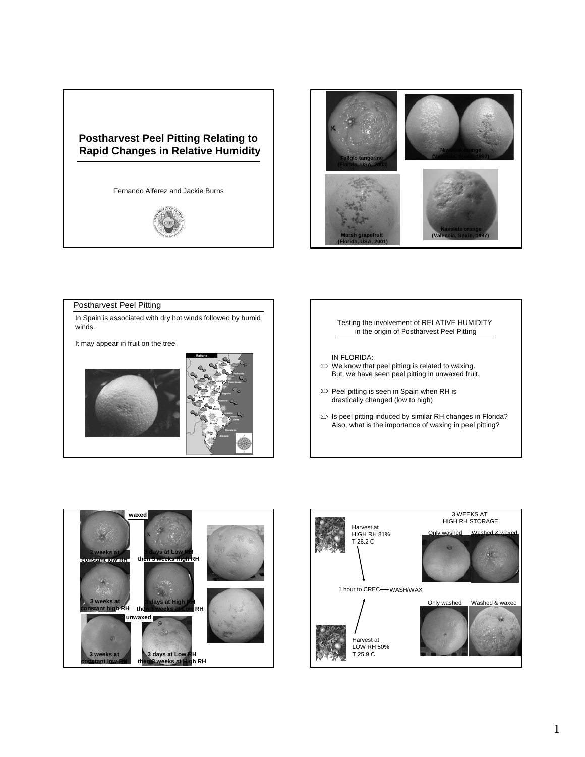# Postharvest Peel Pitting Relating to Rapid Changes in Relative Humidity

Fernando Alferez and Jackie Burns

---

Fallglo tangerine (Florida, USA, 2003)

Navelina orange (Valencia, Spain, 1997)

Marsh grapefruit (Florida, USA, 2001)

Navelate orange (Valencia, Spain, 1997)

---

## Postharvest Peel Pitting

In Spain is associated with dry hot winds followed by humid winds.

It may appear in fruit on the tree

---

## Testing the involvement of RELATIVE HUMIDITY in the origin of Postharvest Peel Pitting

IN FLORIDA:

- We know that peel pitting is related to waxing. But, we have seen peel pitting in unwaxed fruit.
- Peel pitting is seen in Spain when RH is drastically changed (low to high)
- Is peel pitting induced by similar RH changes in Florida? Also, what is the importance of waxing in peel pitting?

---

**waxed**

- 3 weeks at constant low RH
- 3 days at Low RH then 3 weeks High RH
- 3 weeks at constant high RH
- 3 days at High RH then 3 weeks at Low RH

**unwaxed**

- 3 weeks at constant low RH
- 3 days at Low RH then 3 weeks at High RH

---

3 WEEKS AT HIGH RH STORAGE

Harvest at HIGH RH 81% T 26.2 C

Only washed | Washed & waxed

1 hour to CREC → WASH/WAX

Only washed | Washed & waxed

Harvest at LOW RH 50% T 25.9 C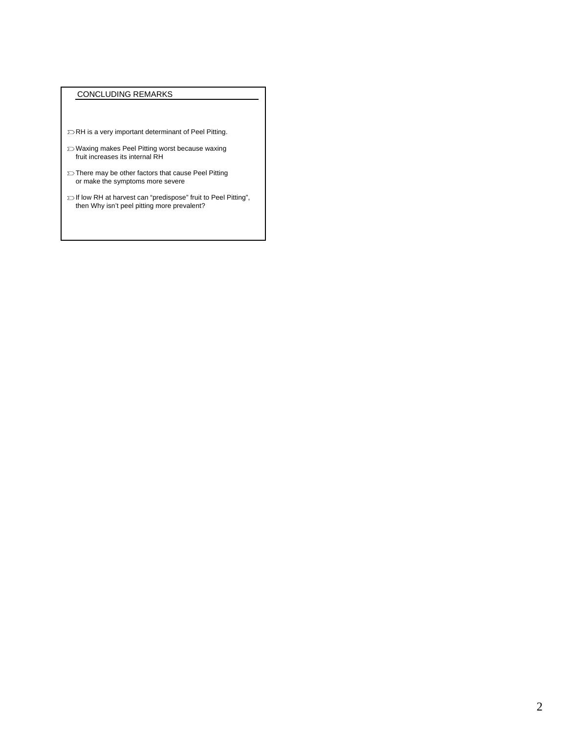## CONCLUDING REMARKS

- RH is a very important determinant of Peel Pitting.
- Waxing makes Peel Pitting worst because waxing fruit increases its internal RH
- There may be other factors that cause Peel Pitting or make the symptoms more severe
- If low RH at harvest can "predispose" fruit to Peel Pitting", then Why isn't peel pitting more prevalent?